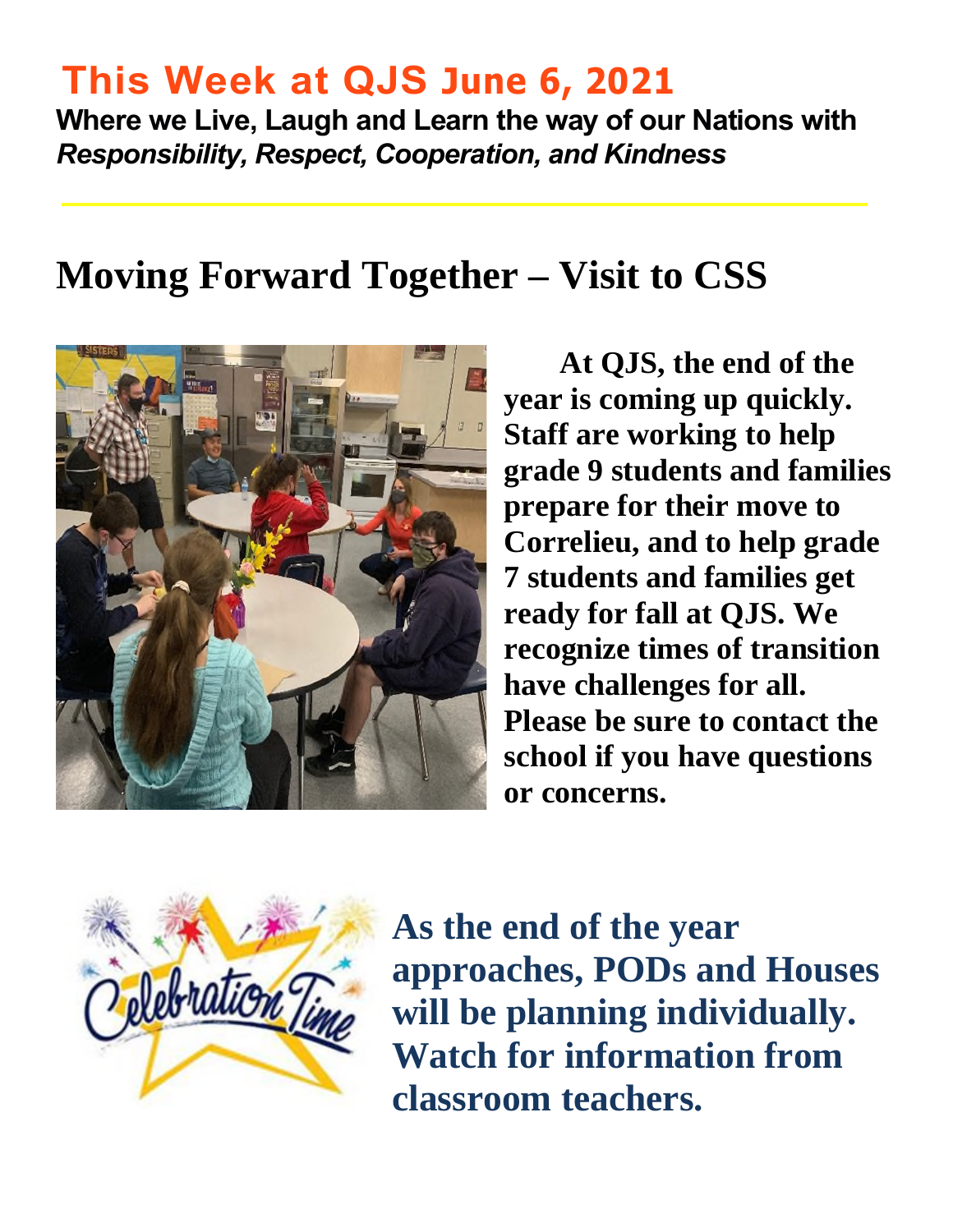# This Week at QJS June 6, 2021

**Where we Live, Laugh and Learn the way of our Nations with** ***Responsibility, Respect, Cooperation, and Kindness***

## Moving Forward Together – Visit to CSS

**At QJS, the end of the year is coming up quickly. Staff are working to help grade 9 students and families prepare for their move to Correlieu, and to help grade 7 students and families get ready for fall at QJS. We recognize times of transition have challenges for all. Please be sure to contact the school if you have questions or concerns.**

**As the end of the year approaches, PODs and Houses will be planning individually. Watch for information from classroom teachers.**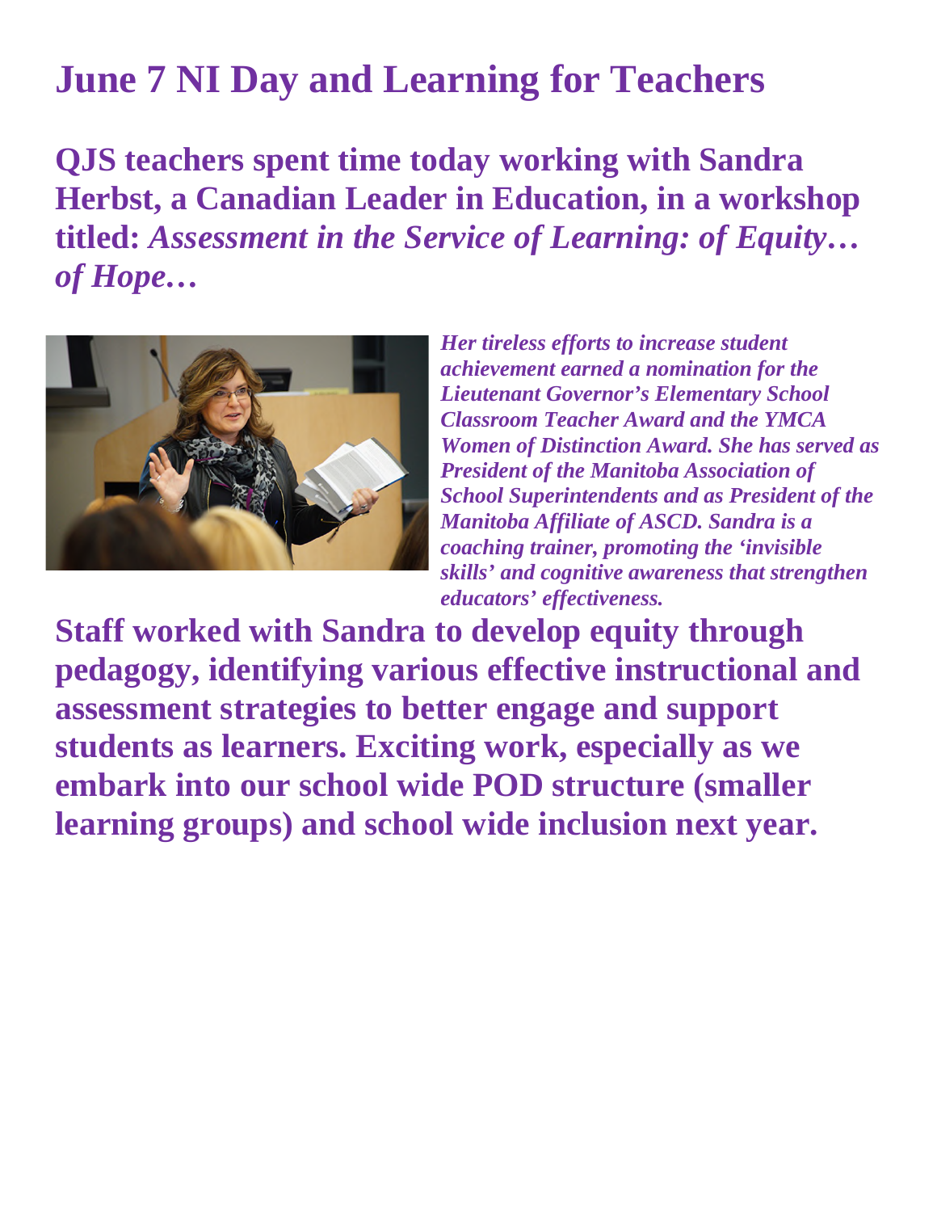# June 7 NI Day and Learning for Teachers

**QJS teachers spent time today working with Sandra Herbst, a Canadian Leader in Education, in a workshop titled: *Assessment in the Service of Learning: of Equity… of Hope…***

***Her tireless efforts to increase student achievement earned a nomination for the Lieutenant Governor's Elementary School Classroom Teacher Award and the YMCA Women of Distinction Award. She has served as President of the Manitoba Association of School Superintendents and as President of the Manitoba Affiliate of ASCD. Sandra is a coaching trainer, promoting the 'invisible skills' and cognitive awareness that strengthen educators' effectiveness.***

**Staff worked with Sandra to develop equity through pedagogy, identifying various effective instructional and assessment strategies to better engage and support students as learners. Exciting work, especially as we embark into our school wide POD structure (smaller learning groups) and school wide inclusion next year.**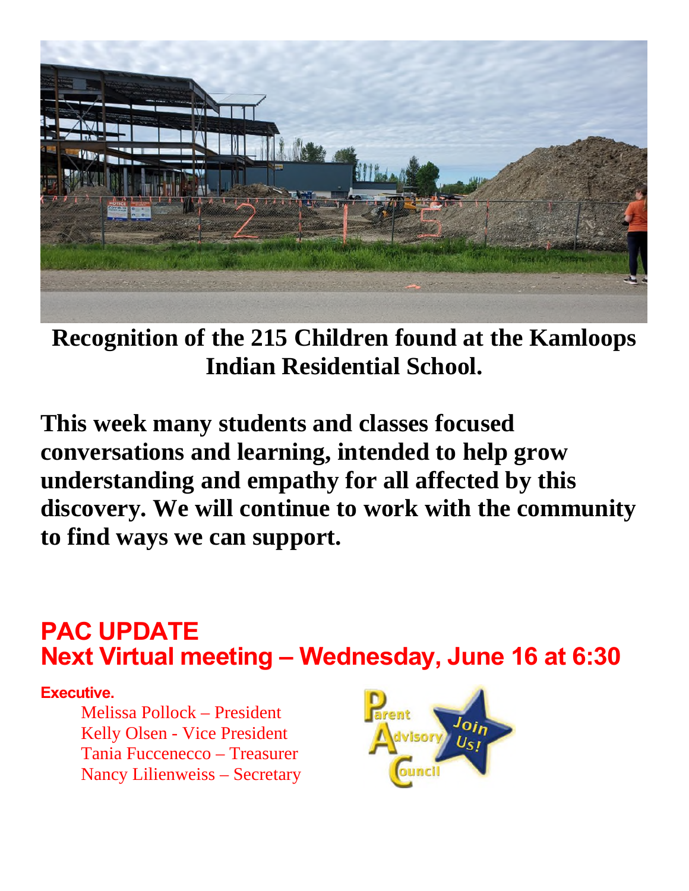**Recognition of the 215 Children found at the Kamloops Indian Residential School.**

**This week many students and classes focused conversations and learning, intended to help grow understanding and empathy for all affected by this discovery. We will continue to work with the community to find ways we can support.**

## PAC UPDATE
## Next Virtual meeting – Wednesday, June 16 at 6:30

**Executive.**

Melissa Pollock – President
Kelly Olsen - Vice President
Tania Fuccenecco – Treasurer
Nancy Lilienweiss – Secretary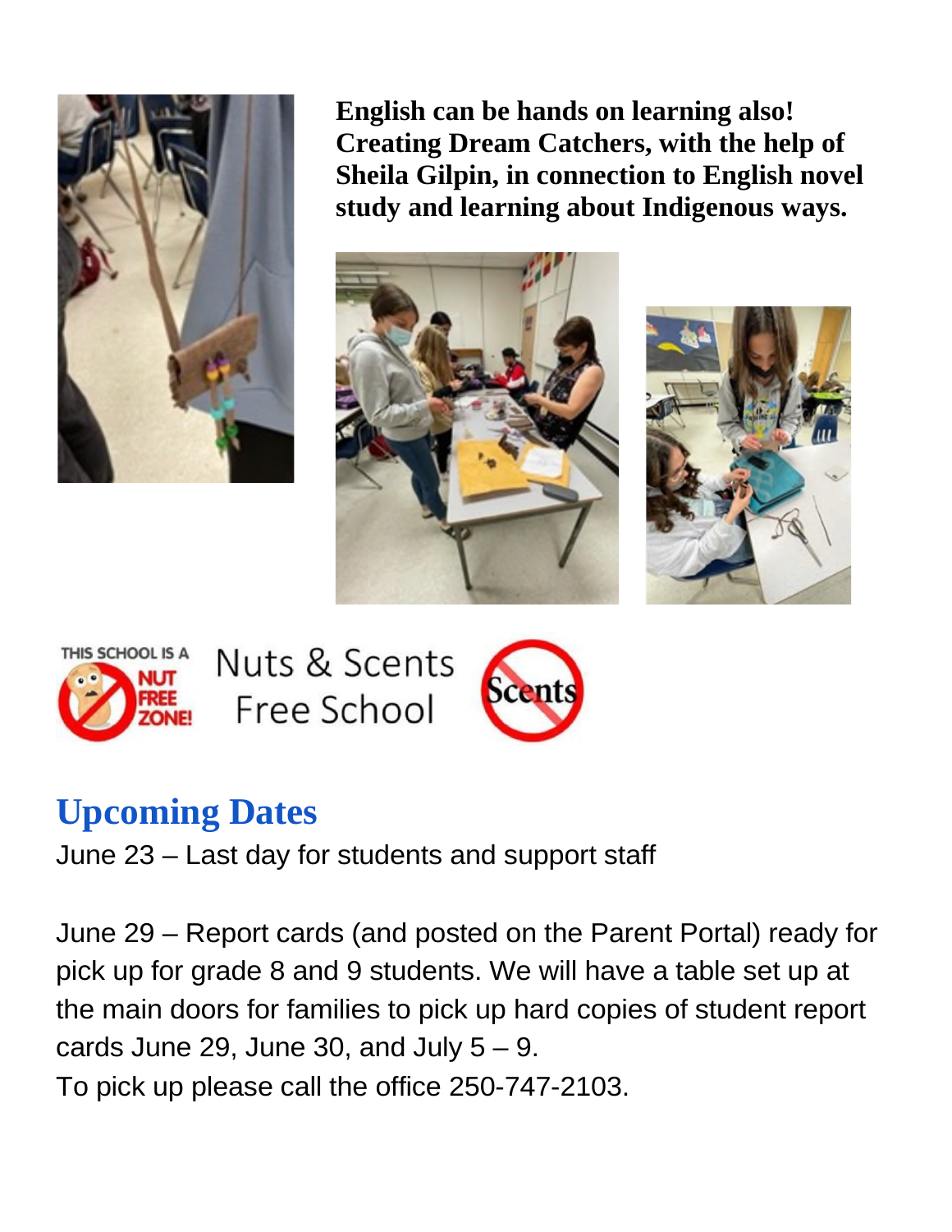**English can be hands on learning also! Creating Dream Catchers, with the help of Sheila Gilpin, in connection to English novel study and learning about Indigenous ways.**

Nuts & Scents Free School

## Upcoming Dates

June 23 – Last day for students and support staff

June 29 – Report cards (and posted on the Parent Portal) ready for pick up for grade 8 and 9 students. We will have a table set up at the main doors for families to pick up hard copies of student report cards June 29, June 30, and July 5 – 9.
To pick up please call the office 250-747-2103.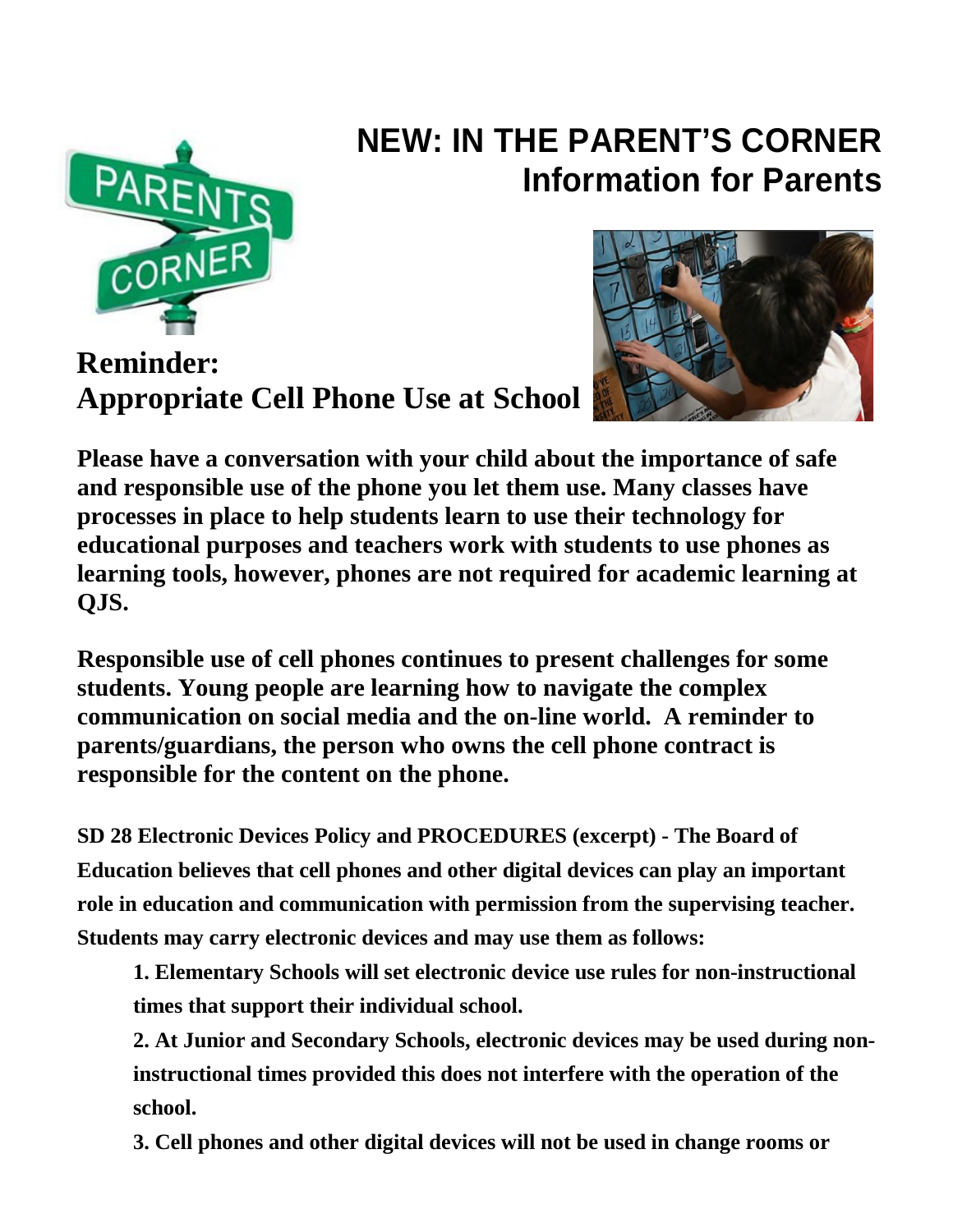# NEW: IN THE PARENT'S CORNER
## Information for Parents

## Reminder: Appropriate Cell Phone Use at School

**Please have a conversation with your child about the importance of safe and responsible use of the phone you let them use. Many classes have processes in place to help students learn to use their technology for educational purposes and teachers work with students to use phones as learning tools, however, phones are not required for academic learning at QJS.**

**Responsible use of cell phones continues to present challenges for some students. Young people are learning how to navigate the complex communication on social media and the on-line world. A reminder to parents/guardians, the person who owns the cell phone contract is responsible for the content on the phone.**

**SD 28 Electronic Devices Policy and PROCEDURES (excerpt) - The Board of Education believes that cell phones and other digital devices can play an important role in education and communication with permission from the supervising teacher. Students may carry electronic devices and may use them as follows:**

1. **Elementary Schools will set electronic device use rules for non-instructional times that support their individual school.**
2. **At Junior and Secondary Schools, electronic devices may be used during non-instructional times provided this does not interfere with the operation of the school.**
3. **Cell phones and other digital devices will not be used in change rooms or**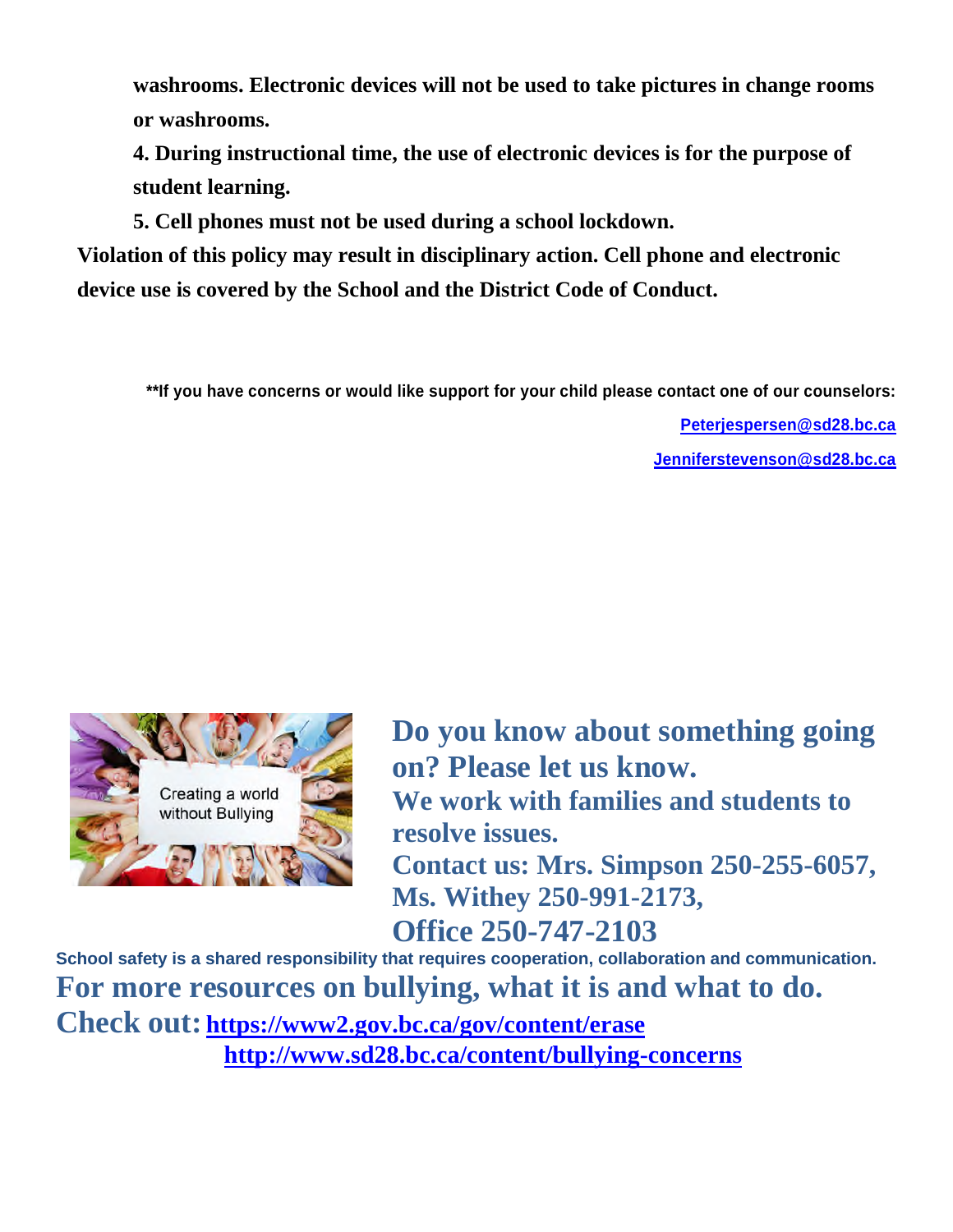**washrooms. Electronic devices will not be used to take pictures in change rooms or washrooms.**

**4. During instructional time, the use of electronic devices is for the purpose of student learning.**

**5. Cell phones must not be used during a school lockdown.**

**Violation of this policy may result in disciplinary action. Cell phone and electronic device use is covered by the School and the District Code of Conduct.**

**\*\*If you have concerns or would like support for your child please contact one of our counselors:**

**Peterjespersen@sd28.bc.ca**

**Jenniferstevenson@sd28.bc.ca**

**Do you know about something going on? Please let us know.**

**We work with families and students to resolve issues.**

**Contact us: Mrs. Simpson 250-255-6057, Ms. Withey 250-991-2173, Office 250-747-2103**

**School safety is a shared responsibility that requires cooperation, collaboration and communication.**

**For more resources on bullying, what it is and what to do.**

**Check out: https://www2.gov.bc.ca/gov/content/erase**

**http://www.sd28.bc.ca/content/bullying-concerns**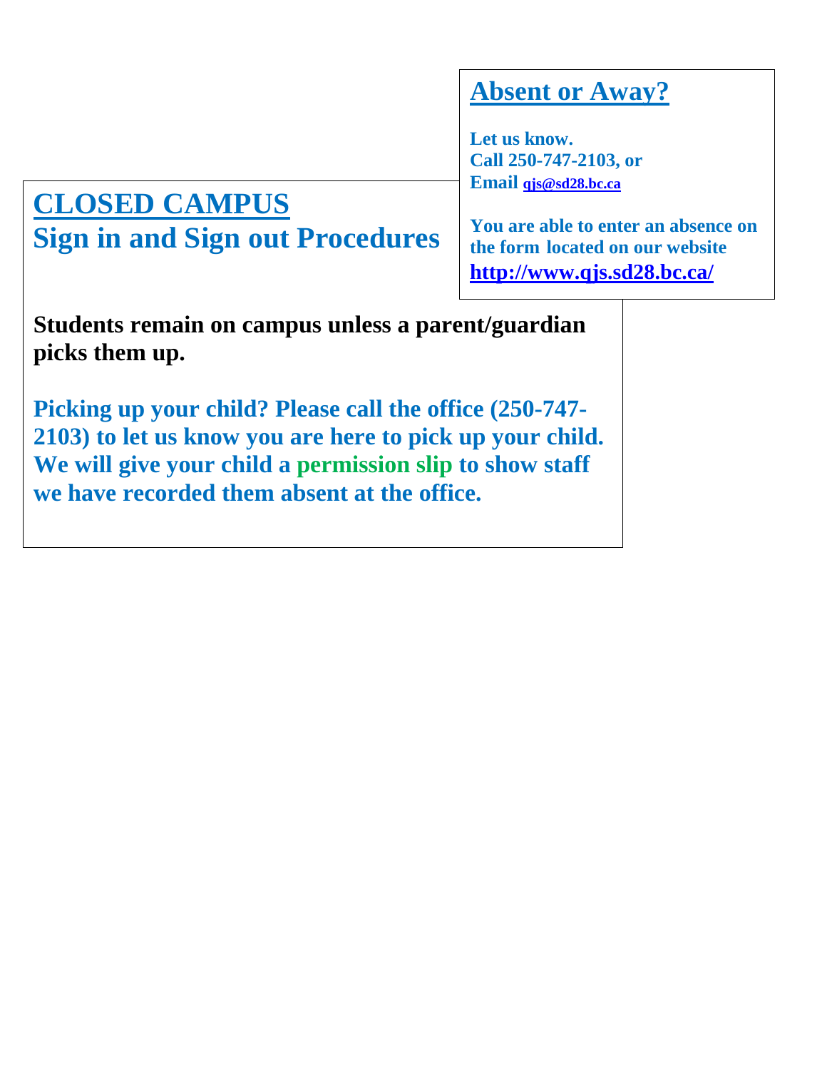## Absent or Away?

**Let us know.**
**Call 250-747-2103, or**
**Email qjs@sd28.bc.ca**

**You are able to enter an absence on the form located on our website**
**http://www.qjs.sd28.bc.ca/**

# CLOSED CAMPUS
## Sign in and Sign out Procedures

**Students remain on campus unless a parent/guardian picks them up.**

**Picking up your child? Please call the office (250-747-2103) to let us know you are here to pick up your child. We will give your child a permission slip to show staff we have recorded them absent at the office.**